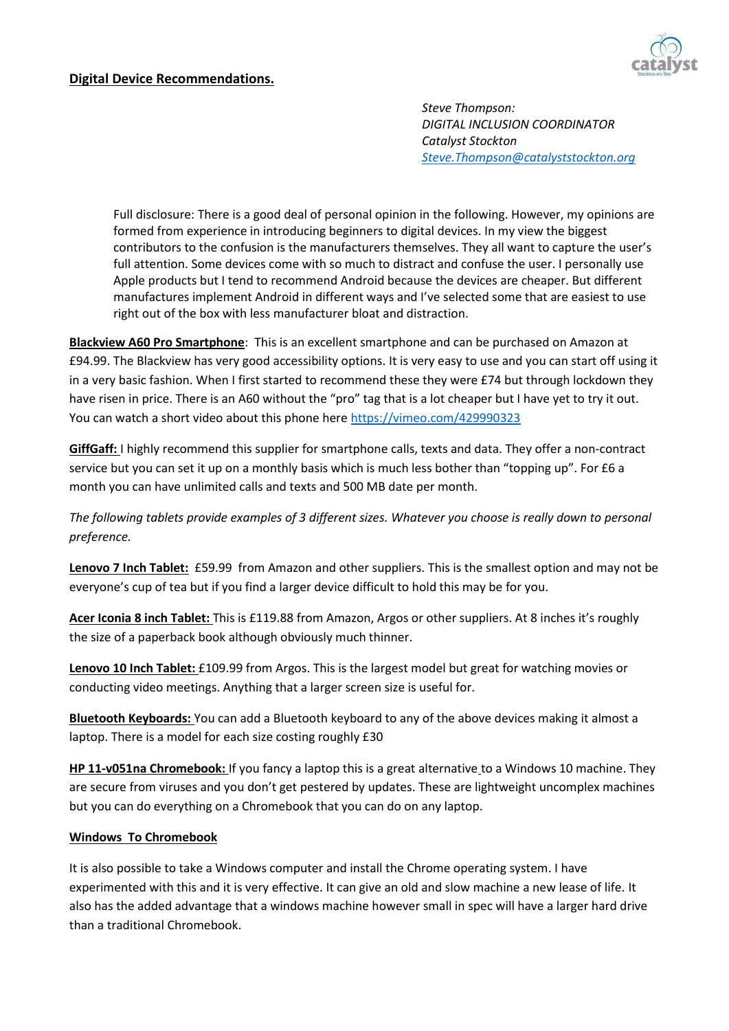## Digital Device Recommendations.

*Steve Thompson:*
*DIGITAL INCLUSION COORDINATOR*
*Catalyst Stockton*
*[Steve.Thompson@catalyststockton.org](mailto:Steve.Thompson@catalyststockton.org)*

> Full disclosure: There is a good deal of personal opinion in the following. However, my opinions are formed from experience in introducing beginners to digital devices. In my view the biggest contributors to the confusion is the manufacturers themselves. They all want to capture the user's full attention. Some devices come with so much to distract and confuse the user. I personally use Apple products but I tend to recommend Android because the devices are cheaper. But different manufactures implement Android in different ways and I've selected some that are easiest to use right out of the box with less manufacturer bloat and distraction.

**Blackview A60 Pro Smartphone**: This is an excellent smartphone and can be purchased on Amazon at £94.99. The Blackview has very good accessibility options. It is very easy to use and you can start off using it in a very basic fashion. When I first started to recommend these they were £74 but through lockdown they have risen in price. There is an A60 without the "pro" tag that is a lot cheaper but I have yet to try it out. You can watch a short video about this phone here https://vimeo.com/429990323

**GiffGaff:** I highly recommend this supplier for smartphone calls, texts and data. They offer a non-contract service but you can set it up on a monthly basis which is much less bother than "topping up". For £6 a month you can have unlimited calls and texts and 500 MB date per month.

*The following tablets provide examples of 3 different sizes. Whatever you choose is really down to personal preference.*

**Lenovo 7 Inch Tablet:** £59.99 from Amazon and other suppliers. This is the smallest option and may not be everyone's cup of tea but if you find a larger device difficult to hold this may be for you.

**Acer Iconia 8 inch Tablet:** This is £119.88 from Amazon, Argos or other suppliers. At 8 inches it's roughly the size of a paperback book although obviously much thinner.

**Lenovo 10 Inch Tablet:** £109.99 from Argos. This is the largest model but great for watching movies or conducting video meetings. Anything that a larger screen size is useful for.

**Bluetooth Keyboards:** You can add a Bluetooth keyboard to any of the above devices making it almost a laptop. There is a model for each size costing roughly £30

**HP 11-v051na Chromebook:** If you fancy a laptop this is a great alternative to a Windows 10 machine. They are secure from viruses and you don't get pestered by updates. These are lightweight uncomplex machines but you can do everything on a Chromebook that you can do on any laptop.

**Windows To Chromebook**

It is also possible to take a Windows computer and install the Chrome operating system. I have experimented with this and it is very effective. It can give an old and slow machine a new lease of life. It also has the added advantage that a windows machine however small in spec will have a larger hard drive than a traditional Chromebook.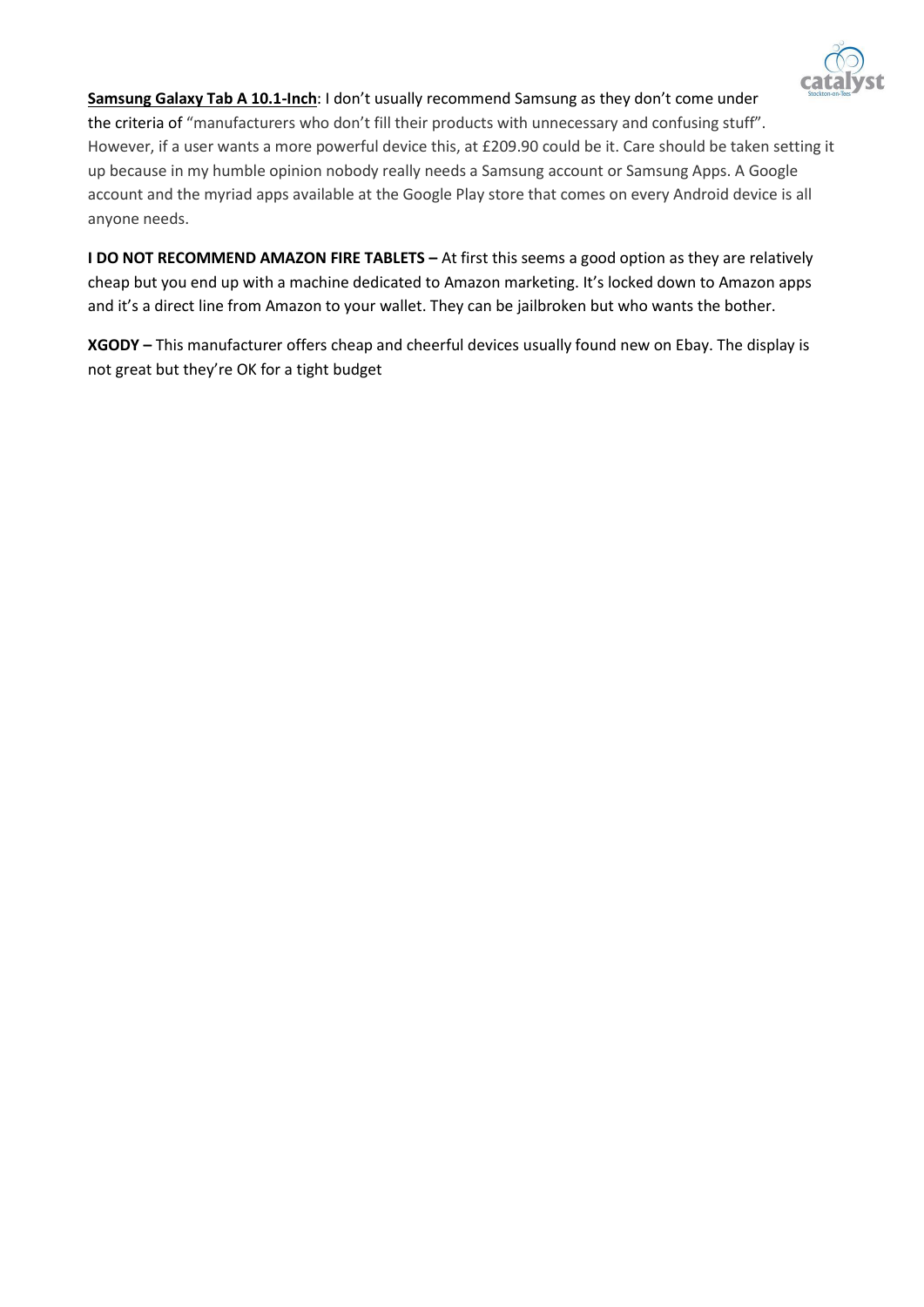**Samsung Galaxy Tab A 10.1-Inch**: I don't usually recommend Samsung as they don't come under the criteria of "manufacturers who don't fill their products with unnecessary and confusing stuff". However, if a user wants a more powerful device this, at £209.90 could be it. Care should be taken setting it up because in my humble opinion nobody really needs a Samsung account or Samsung Apps. A Google account and the myriad apps available at the Google Play store that comes on every Android device is all anyone needs.

**I DO NOT RECOMMEND AMAZON FIRE TABLETS –** At first this seems a good option as they are relatively cheap but you end up with a machine dedicated to Amazon marketing. It's locked down to Amazon apps and it's a direct line from Amazon to your wallet. They can be jailbroken but who wants the bother.

**XGODY –** This manufacturer offers cheap and cheerful devices usually found new on Ebay. The display is not great but they're OK for a tight budget